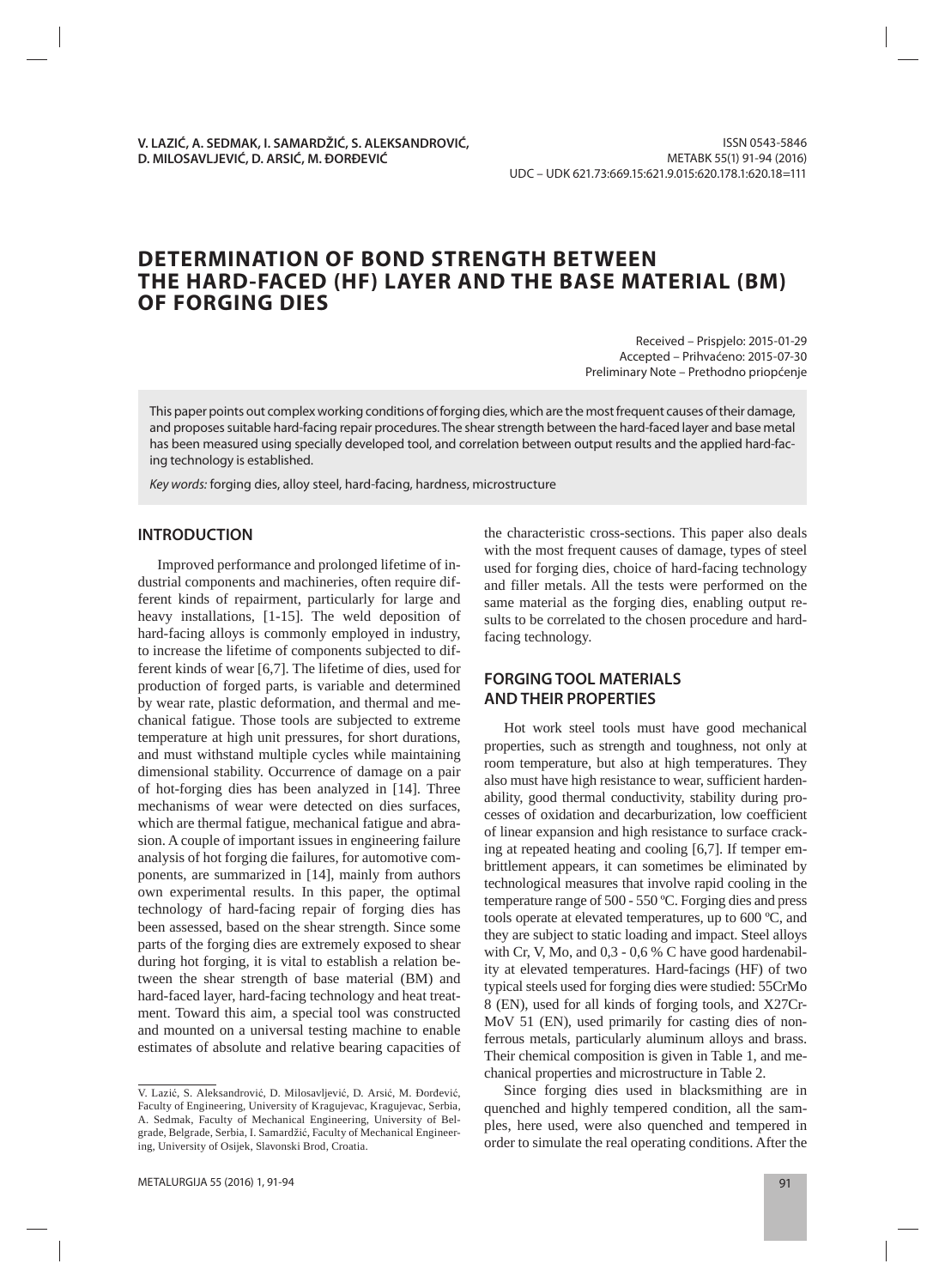V. LAZIĆ, A. SEDMAK, I. SAMARDŽIĆ, S. ALEKSANDROVIĆ, D. MILOSAVLJEVIĆ, D. ARSIĆ, M. ĐORĐEVIĆ

ISSN 0543-5846
METABK 55(1) 91-94 (2016)
UDC – UDK 621.73:669.15:621.9.015:620.178.1:620.18=111

# DETERMINATION OF BOND STRENGTH BETWEEN THE HARD-FACED (HF) LAYER AND THE BASE MATERIAL (BM) OF FORGING DIES

Received – Prispjelo: 2015-01-29
Accepted – Prihvaćeno: 2015-07-30
Preliminary Note – Prethodno priopćenje

This paper points out complex working conditions of forging dies, which are the most frequent causes of their damage, and proposes suitable hard-facing repair procedures. The shear strength between the hard-faced layer and base metal has been measured using specially developed tool, and correlation between output results and the applied hard-facing technology is established.

*Key words:* forging dies, alloy steel, hard-facing, hardness, microstructure

## INTRODUCTION

Improved performance and prolonged lifetime of industrial components and machineries, often require different kinds of repairment, particularly for large and heavy installations, [1-15]. The weld deposition of hard-facing alloys is commonly employed in industry, to increase the lifetime of components subjected to different kinds of wear [6,7]. The lifetime of dies, used for production of forged parts, is variable and determined by wear rate, plastic deformation, and thermal and mechanical fatigue. Those tools are subjected to extreme temperature at high unit pressures, for short durations, and must withstand multiple cycles while maintaining dimensional stability. Occurrence of damage on a pair of hot-forging dies has been analyzed in [14]. Three mechanisms of wear were detected on dies surfaces, which are thermal fatigue, mechanical fatigue and abrasion. A couple of important issues in engineering failure analysis of hot forging die failures, for automotive components, are summarized in [14], mainly from authors own experimental results. In this paper, the optimal technology of hard-facing repair of forging dies has been assessed, based on the shear strength. Since some parts of the forging dies are extremely exposed to shear during hot forging, it is vital to establish a relation between the shear strength of base material (BM) and hard-faced layer, hard-facing technology and heat treatment. Toward this aim, a special tool was constructed and mounted on a universal testing machine to enable estimates of absolute and relative bearing capacities of the characteristic cross-sections. This paper also deals with the most frequent causes of damage, types of steel used for forging dies, choice of hard-facing technology and filler metals. All the tests were performed on the same material as the forging dies, enabling output results to be correlated to the chosen procedure and hard-facing technology.

## FORGING TOOL MATERIALS AND THEIR PROPERTIES

Hot work steel tools must have good mechanical properties, such as strength and toughness, not only at room temperature, but also at high temperatures. They also must have high resistance to wear, sufficient hardenability, good thermal conductivity, stability during processes of oxidation and decarburization, low coefficient of linear expansion and high resistance to surface cracking at repeated heating and cooling [6,7]. If temper embrittlement appears, it can sometimes be eliminated by technological measures that involve rapid cooling in the temperature range of 500 - 550 ºC. Forging dies and press tools operate at elevated temperatures, up to 600 ºC, and they are subject to static loading and impact. Steel alloys with Cr, V, Mo, and 0,3 - 0,6 % C have good hardenability at elevated temperatures. Hard-facings (HF) of two typical steels used for forging dies were studied: 55CrMo 8 (EN), used for all kinds of forging tools, and X27CrMoV 51 (EN), used primarily for casting dies of nonferrous metals, particularly aluminum alloys and brass. Their chemical composition is given in Table 1, and mechanical properties and microstructure in Table 2.

Since forging dies used in blacksmithing are in quenched and highly tempered condition, all the samples, here used, were also quenched and tempered in order to simulate the real operating conditions. After the

V. Lazić, S. Aleksandrović, D. Milosavljević, D. Arsić, M. Đorđević, Faculty of Engineering, University of Kragujevac, Kragujevac, Serbia, A. Sedmak, Faculty of Mechanical Engineering, University of Belgrade, Belgrade, Serbia, I. Samardžić, Faculty of Mechanical Engineering, University of Osijek, Slavonski Brod, Croatia.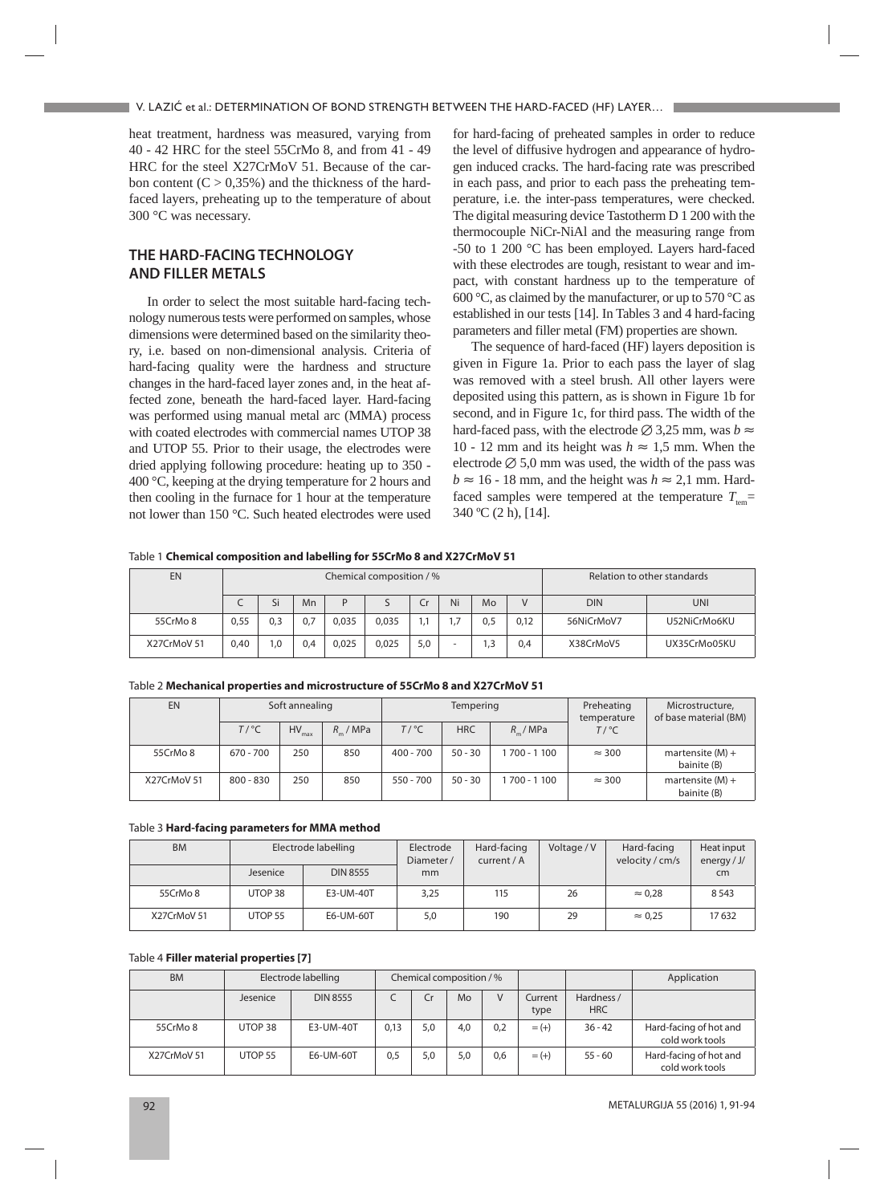heat treatment, hardness was measured, varying from 40 - 42 HRC for the steel 55CrMo 8, and from 41 - 49 HRC for the steel X27CrMoV 51. Because of the carbon content (C > 0,35%) and the thickness of the hard-faced layers, preheating up to the temperature of about 300 °C was necessary.

## THE HARD-FACING TECHNOLOGY AND FILLER METALS

In order to select the most suitable hard-facing technology numerous tests were performed on samples, whose dimensions were determined based on the similarity theory, i.e. based on non-dimensional analysis. Criteria of hard-facing quality were the hardness and structure changes in the hard-faced layer zones and, in the heat affected zone, beneath the hard-faced layer. Hard-facing was performed using manual metal arc (MMA) process with coated electrodes with commercial names UTOP 38 and UTOP 55. Prior to their usage, the electrodes were dried applying following procedure: heating up to 350 - 400 °C, keeping at the drying temperature for 2 hours and then cooling in the furnace for 1 hour at the temperature not lower than 150 °C. Such heated electrodes were used for hard-facing of preheated samples in order to reduce the level of diffusive hydrogen and appearance of hydrogen induced cracks. The hard-facing rate was prescribed in each pass, and prior to each pass the preheating temperature, i.e. the inter-pass temperatures, were checked. The digital measuring device Tastotherm D 1 200 with the thermocouple NiCr-NiAl and the measuring range from -50 to 1 200 °C has been employed. Layers hard-faced with these electrodes are tough, resistant to wear and impact, with constant hardness up to the temperature of 600 °C, as claimed by the manufacturer, or up to 570 °C as established in our tests [14]. In Tables 3 and 4 hard-facing parameters and filler metal (FM) properties are shown.

The sequence of hard-faced (HF) layers deposition is given in Figure 1a. Prior to each pass the layer of slag was removed with a steel brush. All other layers were deposited using this pattern, as is shown in Figure 1b for second, and in Figure 1c, for third pass. The width of the hard-faced pass, with the electrode ∅ 3,25 mm, was $b \approx$ 10 - 12 mm and its height was $h \approx 1{,}5$ mm. When the electrode ∅ 5,0 mm was used, the width of the pass was $b \approx$ 16 - 18 mm, and the height was $h \approx 2{,}1$ mm. Hard-faced samples were tempered at the temperature $T_{tem}$ = 340 °C (2 h), [14].

Table 1 **Chemical composition and labelling for 55CrMo 8 and X27CrMoV 51**

| EN | Chemical composition / % | | | | | | | | | Relation to other standards | |
|---|---|---|---|---|---|---|---|---|---|---|---|
| | C | Si | Mn | P | S | Cr | Ni | Mo | V | DIN | UNI |
| 55CrMo 8 | 0,55 | 0,3 | 0,7 | 0,035 | 0,035 | 1,1 | 1,7 | 0,5 | 0,12 | 56NiCrMoV7 | U52NiCrMo6KU |
| X27CrMoV 51 | 0,40 | 1,0 | 0,4 | 0,025 | 0,025 | 5,0 | - | 1,3 | 0,4 | X38CrMoV5 | UX35CrMo05KU |

Table 2 **Mechanical properties and microstructure of 55CrMo 8 and X27CrMoV 51**

| EN | Soft annealing | | | Tempering | | | Preheating temperature | Microstructure, of base material (BM) |
|---|---|---|---|---|---|---|---|---|
| | $T$ / °C | $HV_{max}$ | $R_m$ / MPa | $T$ / °C | HRC | $R_m$ / MPa | $T$ / °C | |
| 55CrMo 8 | 670 - 700 | 250 | 850 | 400 - 700 | 50 - 30 | 1 700 - 1 100 | ≈ 300 | martensite (M) + bainite (B) |
| X27CrMoV 51 | 800 - 830 | 250 | 850 | 550 - 700 | 50 - 30 | 1 700 - 1 100 | ≈ 300 | martensite (M) + bainite (B) |

Table 3 **Hard-facing parameters for MMA method**

| BM | Electrode labelling | | Electrode Diameter / mm | Hard-facing current / A | Voltage / V | Hard-facing velocity / cm/s | Heat input energy / J/cm |
|---|---|---|---|---|---|---|---|
| | Jesenice | DIN 8555 | | | | | |
| 55CrMo 8 | UTOP 38 | E3-UM-40T | 3,25 | 115 | 26 | ≈ 0,28 | 8 543 |
| X27CrMoV 51 | UTOP 55 | E6-UM-60T | 5,0 | 190 | 29 | ≈ 0,25 | 17 632 |

Table 4 **Filler material properties [7]**

| BM | Electrode labelling | | Chemical composition / % | | | | | | Application |
|---|---|---|---|---|---|---|---|---|---|
| | Jesenice | DIN 8555 | C | Cr | Mo | V | Current type | Hardness / HRC | |
| 55CrMo 8 | UTOP 38 | E3-UM-40T | 0,13 | 5,0 | 4,0 | 0,2 | = (+) | 36 - 42 | Hard-facing of hot and cold work tools |
| X27CrMoV 51 | UTOP 55 | E6-UM-60T | 0,5 | 5,0 | 5,0 | 0,6 | = (+) | 55 - 60 | Hard-facing of hot and cold work tools |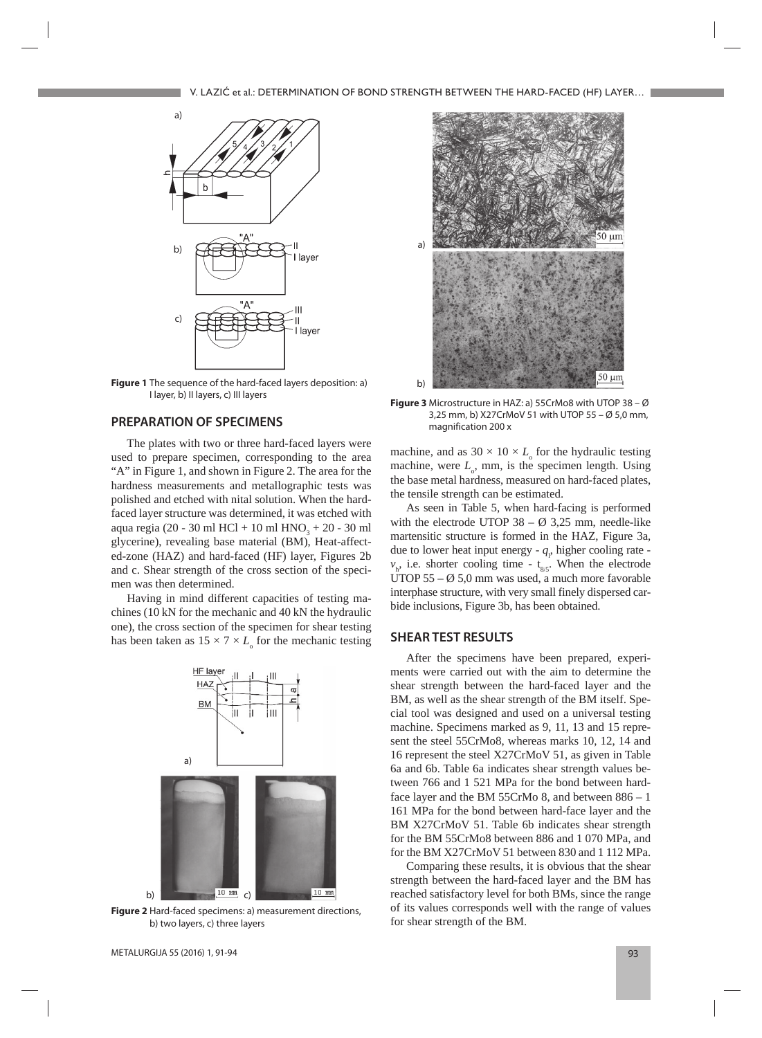**Figure 1** The sequence of the hard-faced layers deposition: a) I layer, b) II layers, c) III layers

## PREPARATION OF SPECIMENS

The plates with two or three hard-faced layers were used to prepare specimen, corresponding to the area "A" in Figure 1, and shown in Figure 2. The area for the hardness measurements and metallographic tests was polished and etched with nital solution. When the hard-faced layer structure was determined, it was etched with aqua regia (20 - 30 ml HCl + 10 ml $HNO_3$ + 20 - 30 ml glycerine), revealing base material (BM), Heat-affected-zone (HAZ) and hard-faced (HF) layer, Figures 2b and c. Shear strength of the cross section of the specimen was then determined.

Having in mind different capacities of testing machines (10 kN for the mechanic and 40 kN the hydraulic one), the cross section of the specimen for shear testing has been taken as $15 \times 7 \times L_o$ for the mechanic testing machine, and as $30 \times 10 \times L_o$ for the hydraulic testing machine, were $L_o$, mm, is the specimen length. Using the base metal hardness, measured on hard-faced plates, the tensile strength can be estimated.

**Figure 2** Hard-faced specimens: a) measurement directions, b) two layers, c) three layers

**Figure 3** Microstructure in HAZ: a) 55CrMo8 with UTOP 38 – Ø 3,25 mm, b) X27CrMoV 51 with UTOP 55 – Ø 5,0 mm, magnification 200 x

As seen in Table 5, when hard-facing is performed with the electrode UTOP 38 – Ø 3,25 mm, needle-like martensitic structure is formed in the HAZ, Figure 3a, due to lower heat input energy - $q_l$, higher cooling rate - $v_h$, i.e. shorter cooling time - $t_{8/5}$. When the electrode UTOP 55 – Ø 5,0 mm was used, a much more favorable interphase structure, with very small finely dispersed carbide inclusions, Figure 3b, has been obtained.

## SHEAR TEST RESULTS

After the specimens have been prepared, experiments were carried out with the aim to determine the shear strength between the hard-faced layer and the BM, as well as the shear strength of the BM itself. Special tool was designed and used on a universal testing machine. Specimens marked as 9, 11, 13 and 15 represent the steel 55CrMo8, whereas marks 10, 12, 14 and 16 represent the steel X27CrMoV 51, as given in Table 6a and 6b. Table 6a indicates shear strength values between 766 and 1 521 MPa for the bond between hard-face layer and the BM 55CrMo 8, and between 886 – 1 161 MPa for the bond between hard-face layer and the BM X27CrMoV 51. Table 6b indicates shear strength for the BM 55CrMo8 between 886 and 1 070 MPa, and for the BM X27CrMoV 51 between 830 and 1 112 MPa.

Comparing these results, it is obvious that the shear strength between the hard-faced layer and the BM has reached satisfactory level for both BMs, since the range of its values corresponds well with the range of values for shear strength of the BM.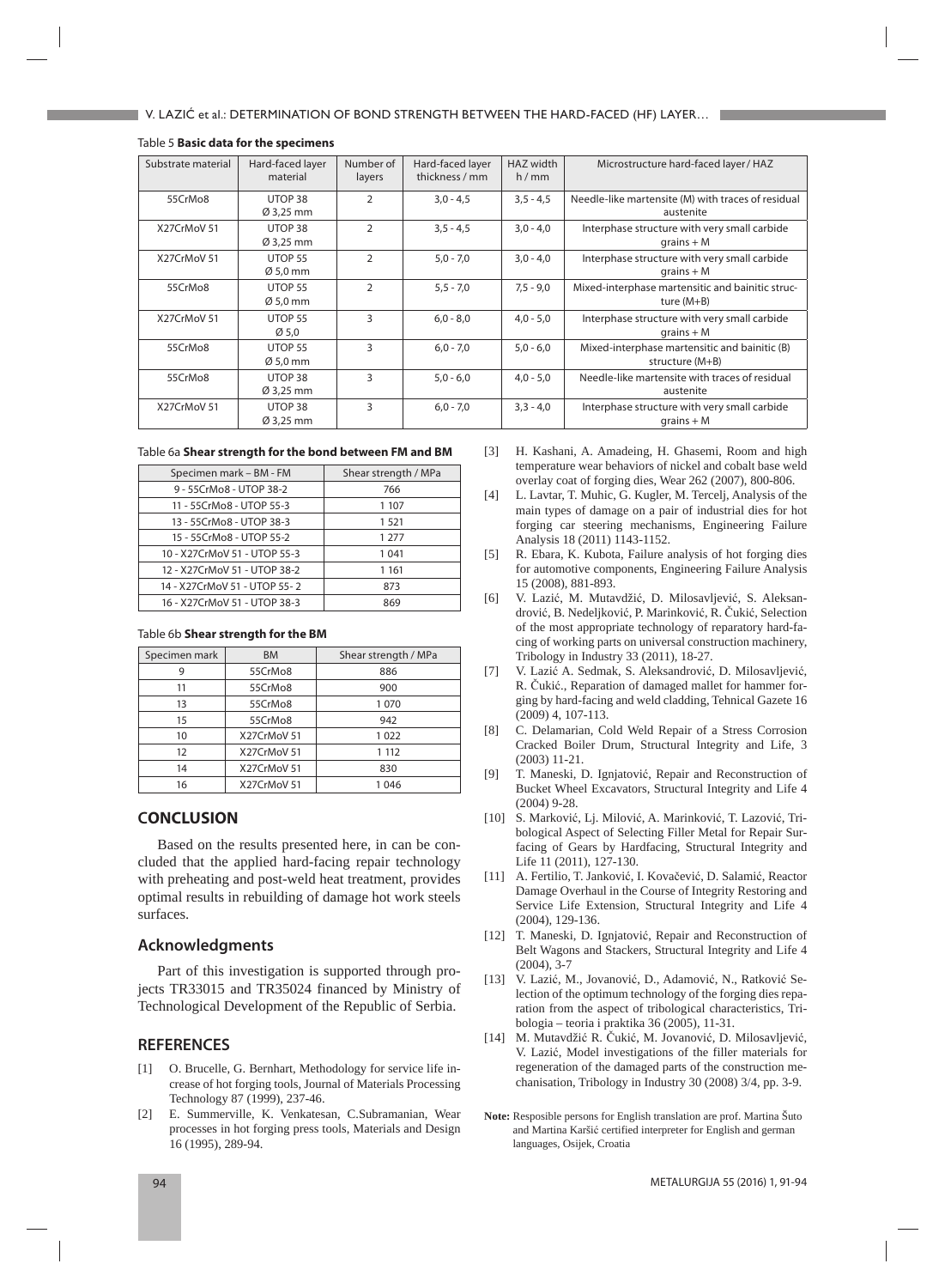Table 5 **Basic data for the specimens**

| Substrate material | Hard-faced layer material | Number of layers | Hard-faced layer thickness / mm | HAZ width h / mm | Microstructure hard-faced layer / HAZ |
|---|---|---|---|---|---|
| 55CrMo8 | UTOP 38 Ø 3,25 mm | 2 | 3,0 - 4,5 | 3,5 - 4,5 | Needle-like martensite (M) with traces of residual austenite |
| X27CrMoV 51 | UTOP 38 Ø 3,25 mm | 2 | 3,5 - 4,5 | 3,0 - 4,0 | Interphase structure with very small carbide grains + M |
| X27CrMoV 51 | UTOP 55 Ø 5,0 mm | 2 | 5,0 - 7,0 | 3,0 - 4,0 | Interphase structure with very small carbide grains + M |
| 55CrMo8 | UTOP 55 Ø 5,0 mm | 2 | 5,5 - 7,0 | 7,5 - 9,0 | Mixed-interphase martensitic and bainitic structure (M+B) |
| X27CrMoV 51 | UTOP 55 Ø 5,0 | 3 | 6,0 - 8,0 | 4,0 - 5,0 | Interphase structure with very small carbide grains + M |
| 55CrMo8 | UTOP 55 Ø 5,0 mm | 3 | 6,0 - 7,0 | 5,0 - 6,0 | Mixed-interphase martensitic and bainitic (B) structure (M+B) |
| 55CrMo8 | UTOP 38 Ø 3,25 mm | 3 | 5,0 - 6,0 | 4,0 - 5,0 | Needle-like martensite with traces of residual austenite |
| X27CrMoV 51 | UTOP 38 Ø 3,25 mm | 3 | 6,0 - 7,0 | 3,3 - 4,0 | Interphase structure with very small carbide grains + M |

Table 6a **Shear strength for the bond between FM and BM**

| Specimen mark – BM - FM | Shear strength / MPa |
|---|---|
| 9 - 55CrMo8 - UTOP 38-2 | 766 |
| 11 - 55CrMo8 - UTOP 55-3 | 1 107 |
| 13 - 55CrMo8 - UTOP 38-3 | 1 521 |
| 15 - 55CrMo8 - UTOP 55-2 | 1 277 |
| 10 - X27CrMoV 51 - UTOP 55-3 | 1 041 |
| 12 - X27CrMoV 51 - UTOP 38-2 | 1 161 |
| 14 - X27CrMoV 51 - UTOP 55- 2 | 873 |
| 16 - X27CrMoV 51 - UTOP 38-3 | 869 |

Table 6b **Shear strength for the BM**

| Specimen mark | BM | Shear strength / MPa |
|---|---|---|
| 9 | 55CrMo8 | 886 |
| 11 | 55CrMo8 | 900 |
| 13 | 55CrMo8 | 1 070 |
| 15 | 55CrMo8 | 942 |
| 10 | X27CrMoV 51 | 1 022 |
| 12 | X27CrMoV 51 | 1 112 |
| 14 | X27CrMoV 51 | 830 |
| 16 | X27CrMoV 51 | 1 046 |

## CONCLUSION

Based on the results presented here, in can be concluded that the applied hard-facing repair technology with preheating and post-weld heat treatment, provides optimal results in rebuilding of damage hot work steels surfaces.

### Acknowledgments

Part of this investigation is supported through projects TR33015 and TR35024 financed by Ministry of Technological Development of the Republic of Serbia.

## REFERENCES

[1] O. Brucelle, G. Bernhart, Methodology for service life increase of hot forging tools, Journal of Materials Processing Technology 87 (1999), 237-46.

[2] E. Summerville, K. Venkatesan, C.Subramanian, Wear processes in hot forging press tools, Materials and Design 16 (1995), 289-94.

[3] H. Kashani, A. Amadeing, H. Ghasemi, Room and high temperature wear behaviors of nickel and cobalt base weld overlay coat of forging dies, Wear 262 (2007), 800-806.

[4] L. Lavtar, T. Muhic, G. Kugler, M. Tercelj, Analysis of the main types of damage on a pair of industrial dies for hot forging car steering mechanisms, Engineering Failure Analysis 18 (2011) 1143-1152.

[5] R. Ebara, K. Kubota, Failure analysis of hot forging dies for automotive components, Engineering Failure Analysis 15 (2008), 881-893.

[6] V. Lazić, M. Mutavdžić, D. Milosavljević, S. Aleksandrović, B. Nedeljković, P. Marinković, R. Čukić, Selection of the most appropriate technology of reparatory hard-facing of working parts on universal construction machinery, Tribology in Industry 33 (2011), 18-27.

[7] V. Lazić A. Sedmak, S. Aleksandrović, D. Milosavljević, R. Čukić., Reparation of damaged mallet for hammer forging by hard-facing and weld cladding, Tehnical Gazete 16 (2009) 4, 107-113.

[8] C. Delamarian, Cold Weld Repair of a Stress Corrosion Cracked Boiler Drum, Structural Integrity and Life, 3 (2003) 11-21.

[9] T. Maneski, D. Ignjatović, Repair and Reconstruction of Bucket Wheel Excavators, Structural Integrity and Life 4 (2004) 9-28.

[10] S. Marković, Lj. Milović, A. Marinković, T. Lazović, Tribological Aspect of Selecting Filler Metal for Repair Surfacing of Gears by Hardfacing, Structural Integrity and Life 11 (2011), 127-130.

[11] A. Fertilio, T. Janković, I. Kovačević, D. Salamić, Reactor Damage Overhaul in the Course of Integrity Restoring and Service Life Extension, Structural Integrity and Life 4 (2004), 129-136.

[12] T. Maneski, D. Ignjatović, Repair and Reconstruction of Belt Wagons and Stackers, Structural Integrity and Life 4 (2004), 3-7

[13] V. Lazić, M., Jovanović, D., Adamović, N., Ratković Selection of the optimum technology of the forging dies reparation from the aspect of tribological characteristics, Tribologia – teoria i praktika 36 (2005), 11-31.

[14] M. Mutavdžić R. Čukić, M. Jovanović, D. Milosavljević, V. Lazić, Model investigations of the filler materials for regeneration of the damaged parts of the construction mechanisation, Tribology in Industry 30 (2008) 3/4, pp. 3-9.

**Note:** Resposible persons for English translation are prof. Martina Šuto and Martina Karšić certified interpreter for English and german languages, Osijek, Croatia